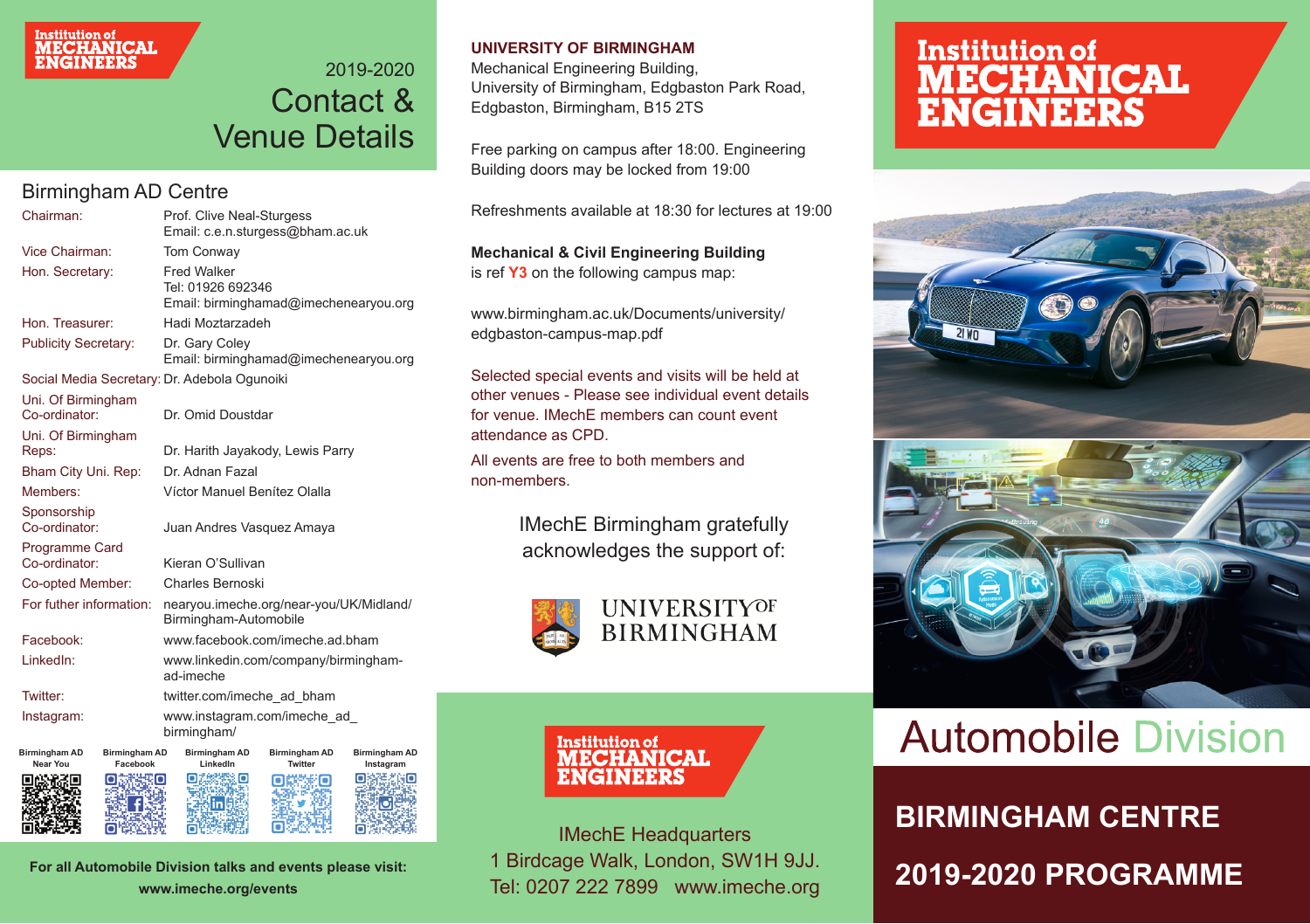Institution of MECHANICAL ENGINEERS

# 2019-2020 Contact & Venue Details

## Birmingham AD Centre

| | |
|---|---|
| Chairman: | Prof. Clive Neal-Sturgess<br>Email: c.e.n.sturgess@bham.ac.uk |
| Vice Chairman: | Tom Conway |
| Hon. Secretary: | Fred Walker<br>Tel: 01926 692346<br>Email: birminghamad@imechenearyou.org |
| Hon. Treasurer: | Hadi Moztarzadeh |
| Publicity Secretary: | Dr. Gary Coley<br>Email: birminghamad@imechenearyou.org |
| Social Media Secretary: | Dr. Adebola Ogunoiki |
| Uni. Of Birmingham Co-ordinator: | Dr. Omid Doustdar |
| Uni. Of Birmingham Reps: | Dr. Harith Jayakody, Lewis Parry |
| Bham City Uni. Rep: | Dr. Adnan Fazal |
| Members: | Víctor Manuel Benítez Olalla |
| Sponsorship Co-ordinator: | Juan Andres Vasquez Amaya |
| Programme Card Co-ordinator: | Kieran O'Sullivan |
| Co-opted Member: | Charles Bernoski |
| For futher information: | nearyou.imeche.org/near-you/UK/Midland/Birmingham-Automobile |
| Facebook: | www.facebook.com/imeche.ad.bham |
| LinkedIn: | www.linkedin.com/company/birmingham-ad-imeche |
| Twitter: | twitter.com/imeche_ad_bham |
| Instagram: | www.instagram.com/imeche_ad_birmingham/ |

Birmingham AD Near You | Birmingham AD Facebook | Birmingham AD LinkedIn | Birmingham AD Twitter | Birmingham AD Instagram

**For all Automobile Division talks and events please visit: www.imeche.org/events**

**UNIVERSITY OF BIRMINGHAM**
Mechanical Engineering Building,
University of Birmingham, Edgbaston Park Road,
Edgbaston, Birmingham, B15 2TS

Free parking on campus after 18:00. Engineering Building doors may be locked from 19:00

Refreshments available at 18:30 for lectures at 19:00

**Mechanical & Civil Engineering Building** is ref **Y3** on the following campus map:

www.birmingham.ac.uk/Documents/university/edgbaston-campus-map.pdf

Selected special events and visits will be held at other venues - Please see individual event details for venue. IMechE members can count event attendance as CPD.

All events are free to both members and non-members.

IMechE Birmingham gratefully acknowledges the support of:

UNIVERSITY OF BIRMINGHAM

Institution of MECHANICAL ENGINEERS

IMechE Headquarters
1 Birdcage Walk, London, SW1H 9JJ.
Tel: 0207 222 7899 www.imeche.org

Institution of MECHANICAL ENGINEERS

# Automobile Division

## BIRMINGHAM CENTRE

## 2019-2020 PROGRAMME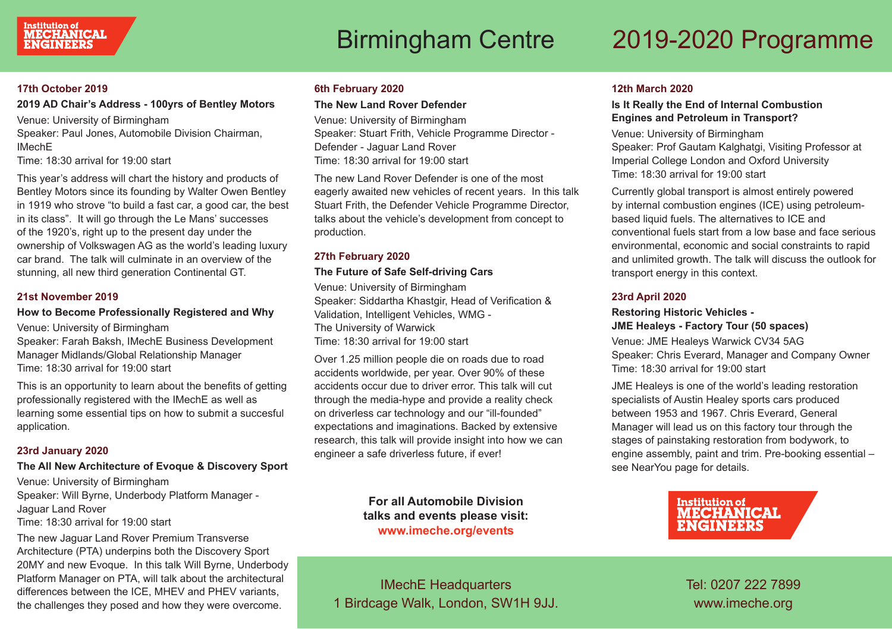Institution of MECHANICAL ENGINEERS

# Birmingham Centre 2019-2020 Programme

**17th October 2019**

**2019 AD Chair's Address - 100yrs of Bentley Motors**

Venue: University of Birmingham
Speaker: Paul Jones, Automobile Division Chairman, IMechE
Time: 18:30 arrival for 19:00 start

This year's address will chart the history and products of Bentley Motors since its founding by Walter Owen Bentley in 1919 who strove "to build a fast car, a good car, the best in its class". It will go through the Le Mans' successes of the 1920's, right up to the present day under the ownership of Volkswagen AG as the world's leading luxury car brand. The talk will culminate in an overview of the stunning, all new third generation Continental GT.

**21st November 2019**

**How to Become Professionally Registered and Why**

Venue: University of Birmingham
Speaker: Farah Baksh, IMechE Business Development Manager Midlands/Global Relationship Manager
Time: 18:30 arrival for 19:00 start

This is an opportunity to learn about the benefits of getting professionally registered with the IMechE as well as learning some essential tips on how to submit a succesful application.

**23rd January 2020**

**The All New Architecture of Evoque & Discovery Sport**

Venue: University of Birmingham
Speaker: Will Byrne, Underbody Platform Manager - Jaguar Land Rover
Time: 18:30 arrival for 19:00 start

The new Jaguar Land Rover Premium Transverse Architecture (PTA) underpins both the Discovery Sport 20MY and new Evoque. In this talk Will Byrne, Underbody Platform Manager on PTA, will talk about the architectural differences between the ICE, MHEV and PHEV variants, the challenges they posed and how they were overcome.

**6th February 2020**

**The New Land Rover Defender**

Venue: University of Birmingham
Speaker: Stuart Frith, Vehicle Programme Director - Defender - Jaguar Land Rover
Time: 18:30 arrival for 19:00 start

The new Land Rover Defender is one of the most eagerly awaited new vehicles of recent years. In this talk Stuart Frith, the Defender Vehicle Programme Director, talks about the vehicle's development from concept to production.

**27th February 2020**

**The Future of Safe Self-driving Cars**

Venue: University of Birmingham
Speaker: Siddartha Khastgir, Head of Verification & Validation, Intelligent Vehicles, WMG - The University of Warwick
Time: 18:30 arrival for 19:00 start

Over 1.25 million people die on roads due to road accidents worldwide, per year. Over 90% of these accidents occur due to driver error. This talk will cut through the media-hype and provide a reality check on driverless car technology and our "ill-founded" expectations and imaginations. Backed by extensive research, this talk will provide insight into how we can engineer a safe driverless future, if ever!

**For all Automobile Division talks and events please visit:**
**www.imeche.org/events**

**12th March 2020**

**Is It Really the End of Internal Combustion Engines and Petroleum in Transport?**

Venue: University of Birmingham
Speaker: Prof Gautam Kalghatgi, Visiting Professor at Imperial College London and Oxford University
Time: 18:30 arrival for 19:00 start

Currently global transport is almost entirely powered by internal combustion engines (ICE) using petroleum-based liquid fuels. The alternatives to ICE and conventional fuels start from a low base and face serious environmental, economic and social constraints to rapid and unlimited growth. The talk will discuss the outlook for transport energy in this context.

**23rd April 2020**

**Restoring Historic Vehicles - JME Healeys - Factory Tour (50 spaces)**

Venue: JME Healeys Warwick CV34 5AG
Speaker: Chris Everard, Manager and Company Owner
Time: 18:30 arrival for 19:00 start

JME Healeys is one of the world's leading restoration specialists of Austin Healey sports cars produced between 1953 and 1967. Chris Everard, General Manager will lead us on this factory tour through the stages of painstaking restoration from bodywork, to engine assembly, paint and trim. Pre-booking essential – see NearYou page for details.

Institution of MECHANICAL ENGINEERS

IMechE Headquarters
1 Birdcage Walk, London, SW1H 9JJ.

Tel: 0207 222 7899
www.imeche.org